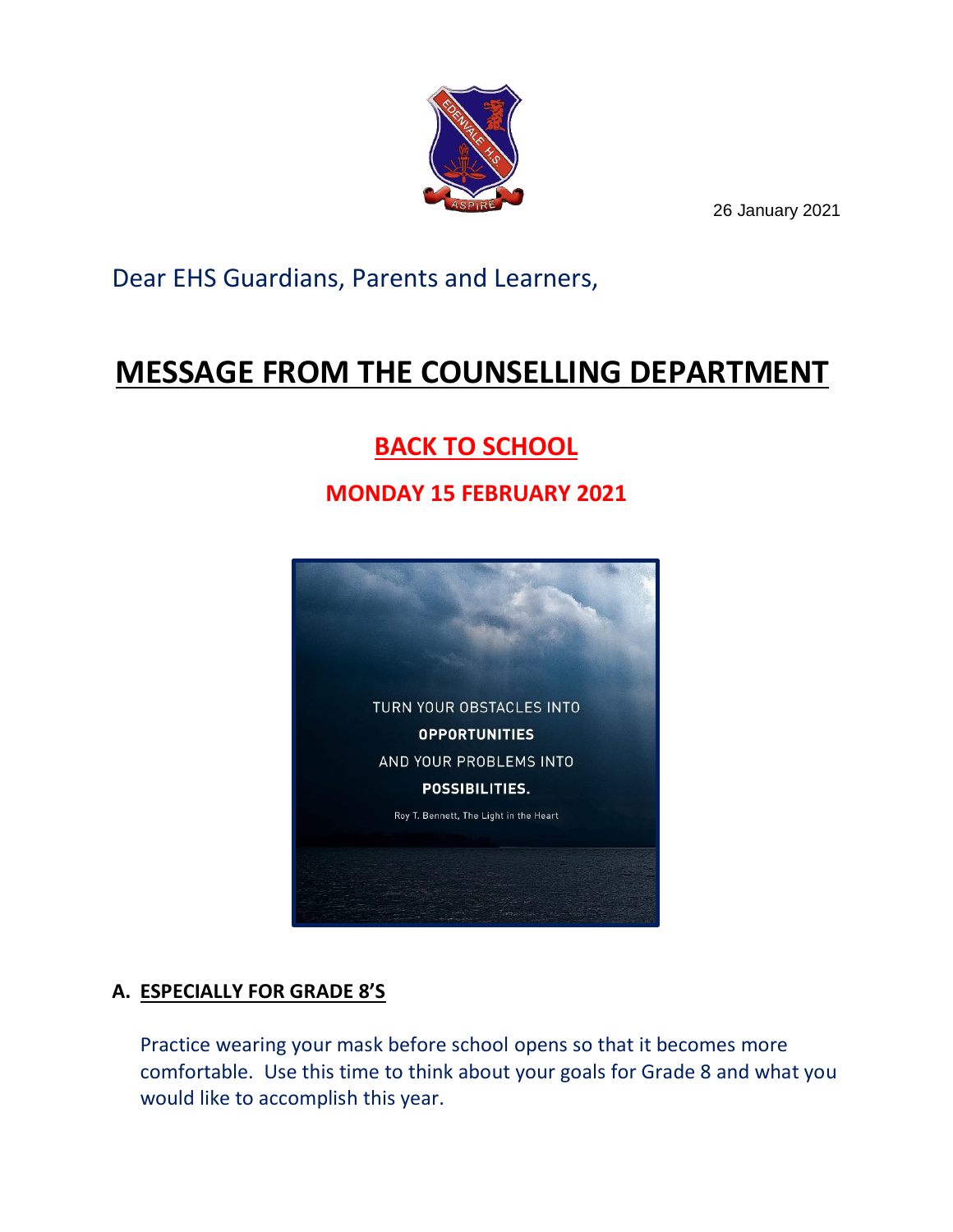26 January 2021

Dear EHS Guardians, Parents and Learners,

# MESSAGE FROM THE COUNSELLING DEPARTMENT

## BACK TO SCHOOL

### MONDAY 15 FEBRUARY 2021

TURN YOUR OBSTACLES INTO **OPPORTUNITIES** AND YOUR PROBLEMS INTO **POSSIBILITIES.**

Roy T. Bennett, The Light in the Heart

### A. ESPECIALLY FOR GRADE 8'S

Practice wearing your mask before school opens so that it becomes more comfortable. Use this time to think about your goals for Grade 8 and what you would like to accomplish this year.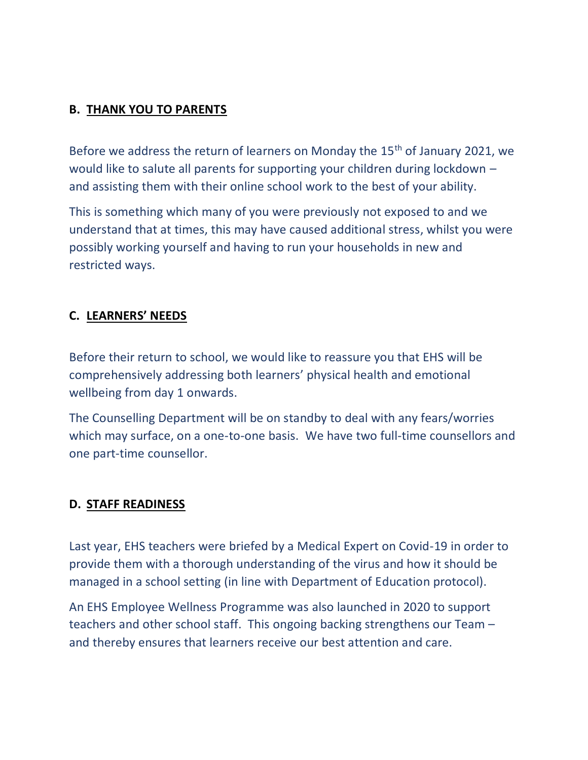## B. <u>THANK YOU TO PARENTS</u>

Before we address the return of learners on Monday the 15th of January 2021, we would like to salute all parents for supporting your children during lockdown – and assisting them with their online school work to the best of your ability.

This is something which many of you were previously not exposed to and we understand that at times, this may have caused additional stress, whilst you were possibly working yourself and having to run your households in new and restricted ways.

## C. <u>LEARNERS' NEEDS</u>

Before their return to school, we would like to reassure you that EHS will be comprehensively addressing both learners' physical health and emotional wellbeing from day 1 onwards.

The Counselling Department will be on standby to deal with any fears/worries which may surface, on a one-to-one basis. We have two full-time counsellors and one part-time counsellor.

## D. <u>STAFF READINESS</u>

Last year, EHS teachers were briefed by a Medical Expert on Covid-19 in order to provide them with a thorough understanding of the virus and how it should be managed in a school setting (in line with Department of Education protocol).

An EHS Employee Wellness Programme was also launched in 2020 to support teachers and other school staff. This ongoing backing strengthens our Team – and thereby ensures that learners receive our best attention and care.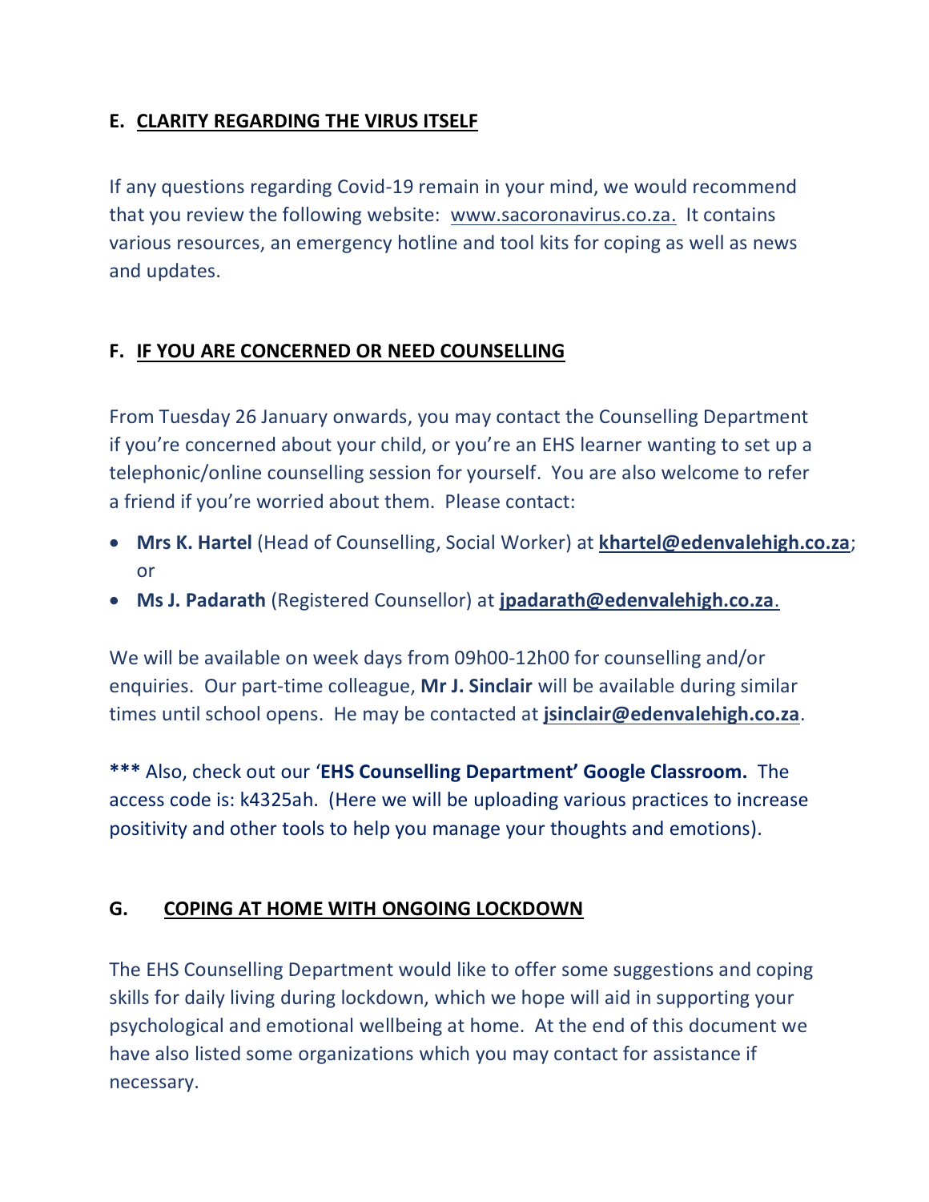## E. CLARITY REGARDING THE VIRUS ITSELF

If any questions regarding Covid-19 remain in your mind, we would recommend that you review the following website: www.sacoronavirus.co.za. It contains various resources, an emergency hotline and tool kits for coping as well as news and updates.

## F. IF YOU ARE CONCERNED OR NEED COUNSELLING

From Tuesday 26 January onwards, you may contact the Counselling Department if you're concerned about your child, or you're an EHS learner wanting to set up a telephonic/online counselling session for yourself. You are also welcome to refer a friend if you're worried about them. Please contact:

- **Mrs K. Hartel** (Head of Counselling, Social Worker) at **khartel@edenvalehigh.co.za**; or
- **Ms J. Padarath** (Registered Counsellor) at **jpadarath@edenvalehigh.co.za**.

We will be available on week days from 09h00-12h00 for counselling and/or enquiries. Our part-time colleague, **Mr J. Sinclair** will be available during similar times until school opens. He may be contacted at **jsinclair@edenvalehigh.co.za**.

**\*\*\*** Also, check out our '**EHS Counselling Department' Google Classroom.** The access code is: k4325ah. (Here we will be uploading various practices to increase positivity and other tools to help you manage your thoughts and emotions).

## G. COPING AT HOME WITH ONGOING LOCKDOWN

The EHS Counselling Department would like to offer some suggestions and coping skills for daily living during lockdown, which we hope will aid in supporting your psychological and emotional wellbeing at home. At the end of this document we have also listed some organizations which you may contact for assistance if necessary.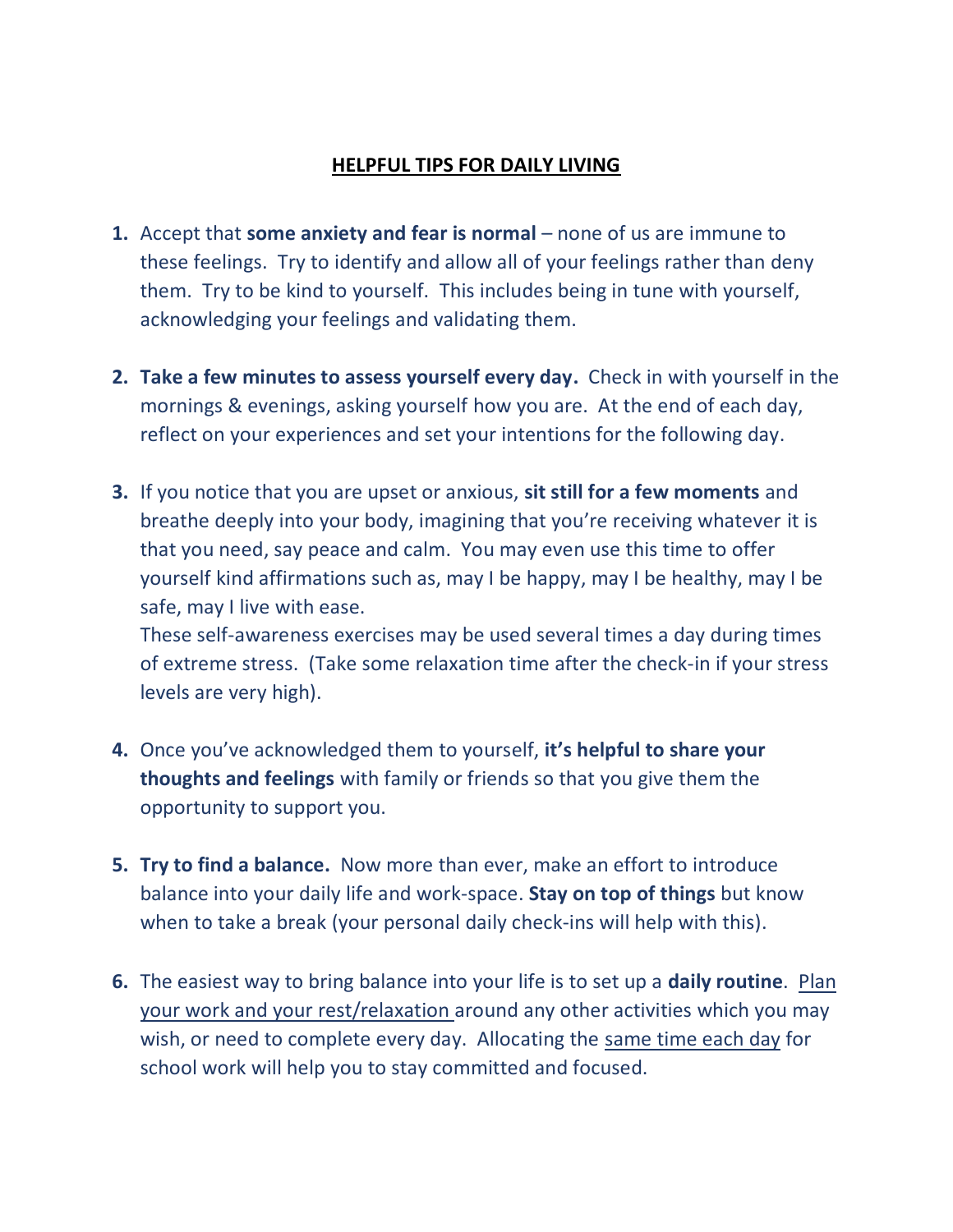# HELPFUL TIPS FOR DAILY LIVING

1. Accept that **some anxiety and fear is normal** – none of us are immune to these feelings. Try to identify and allow all of your feelings rather than deny them. Try to be kind to yourself. This includes being in tune with yourself, acknowledging your feelings and validating them.

2. **Take a few minutes to assess yourself every day.** Check in with yourself in the mornings & evenings, asking yourself how you are. At the end of each day, reflect on your experiences and set your intentions for the following day.

3. If you notice that you are upset or anxious, **sit still for a few moments** and breathe deeply into your body, imagining that you're receiving whatever it is that you need, say peace and calm. You may even use this time to offer yourself kind affirmations such as, may I be happy, may I be healthy, may I be safe, may I live with ease.
   These self-awareness exercises may be used several times a day during times of extreme stress. (Take some relaxation time after the check-in if your stress levels are very high).

4. Once you've acknowledged them to yourself, **it's helpful to share your thoughts and feelings** with family or friends so that you give them the opportunity to support you.

5. **Try to find a balance.** Now more than ever, make an effort to introduce balance into your daily life and work-space. **Stay on top of things** but know when to take a break (your personal daily check-ins will help with this).

6. The easiest way to bring balance into your life is to set up a **daily routine**. Plan your work and your rest/relaxation around any other activities which you may wish, or need to complete every day. Allocating the same time each day for school work will help you to stay committed and focused.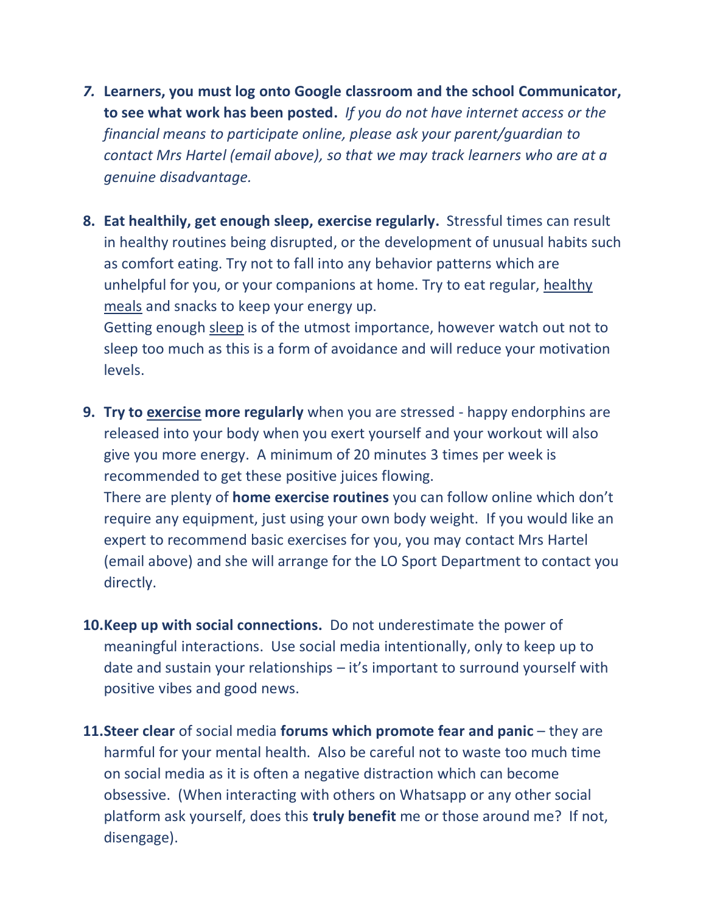7. **Learners, you must log onto Google classroom and the school Communicator, to see what work has been posted.** *If you do not have internet access or the financial means to participate online, please ask your parent/guardian to contact Mrs Hartel (email above), so that we may track learners who are at a genuine disadvantage.*

8. **Eat healthily, get enough sleep, exercise regularly.** Stressful times can result in healthy routines being disrupted, or the development of unusual habits such as comfort eating. Try not to fall into any behavior patterns which are unhelpful for you, or your companions at home. Try to eat regular, healthy meals and snacks to keep your energy up.
   Getting enough sleep is of the utmost importance, however watch out not to sleep too much as this is a form of avoidance and will reduce your motivation levels.

9. **Try to exercise more regularly** when you are stressed - happy endorphins are released into your body when you exert yourself and your workout will also give you more energy. A minimum of 20 minutes 3 times per week is recommended to get these positive juices flowing.
   There are plenty of **home exercise routines** you can follow online which don't require any equipment, just using your own body weight. If you would like an expert to recommend basic exercises for you, you may contact Mrs Hartel (email above) and she will arrange for the LO Sport Department to contact you directly.

10. **Keep up with social connections.** Do not underestimate the power of meaningful interactions. Use social media intentionally, only to keep up to date and sustain your relationships – it's important to surround yourself with positive vibes and good news.

11. **Steer clear** of social media **forums which promote fear and panic** – they are harmful for your mental health. Also be careful not to waste too much time on social media as it is often a negative distraction which can become obsessive. (When interacting with others on Whatsapp or any other social platform ask yourself, does this **truly benefit** me or those around me? If not, disengage).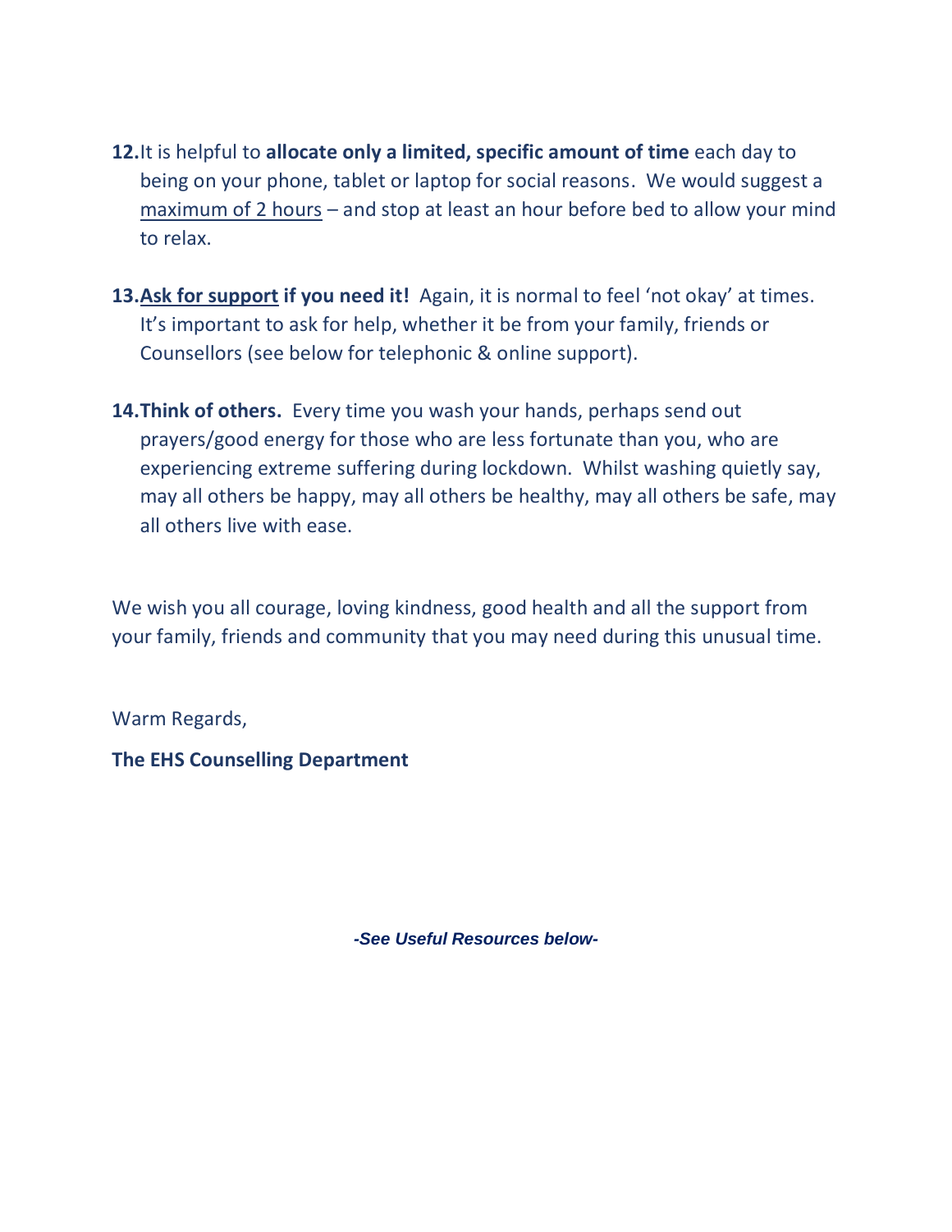12. It is helpful to **allocate only a limited, specific amount of time** each day to being on your phone, tablet or laptop for social reasons. We would suggest a maximum of 2 hours – and stop at least an hour before bed to allow your mind to relax.

13. **Ask for support if you need it!** Again, it is normal to feel 'not okay' at times. It's important to ask for help, whether it be from your family, friends or Counsellors (see below for telephonic & online support).

14. **Think of others.** Every time you wash your hands, perhaps send out prayers/good energy for those who are less fortunate than you, who are experiencing extreme suffering during lockdown. Whilst washing quietly say, may all others be happy, may all others be healthy, may all others be safe, may all others live with ease.

We wish you all courage, loving kindness, good health and all the support from your family, friends and community that you may need during this unusual time.

Warm Regards,

**The EHS Counselling Department**

***-See Useful Resources below-***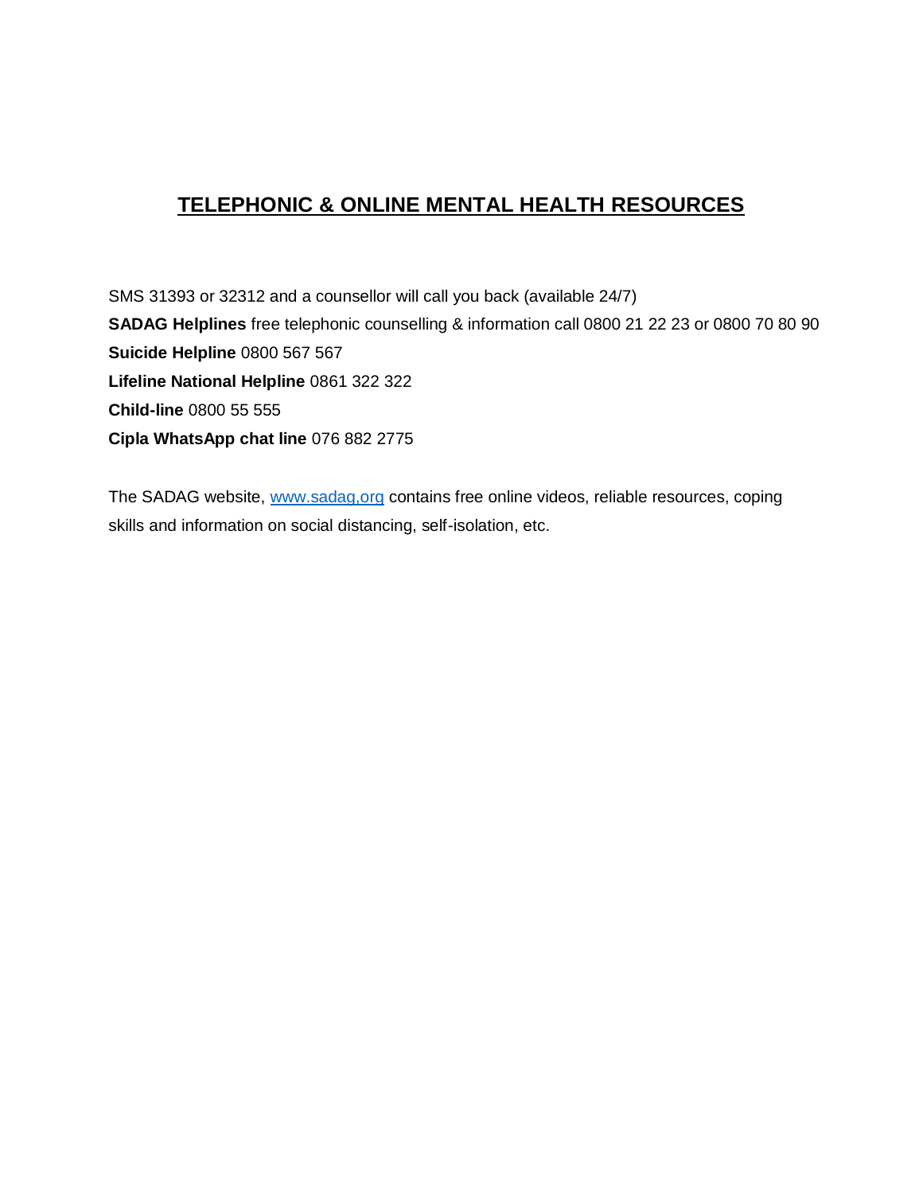## TELEPHONIC & ONLINE MENTAL HEALTH RESOURCES

SMS 31393 or 32312 and a counsellor will call you back (available 24/7)

**SADAG Helplines** free telephonic counselling & information call 0800 21 22 23 or 0800 70 80 90

**Suicide Helpline** 0800 567 567

**Lifeline National Helpline** 0861 322 322

**Child-line** 0800 55 555

**Cipla WhatsApp chat line** 076 882 2775

The SADAG website, www.sadag,org contains free online videos, reliable resources, coping skills and information on social distancing, self-isolation, etc.